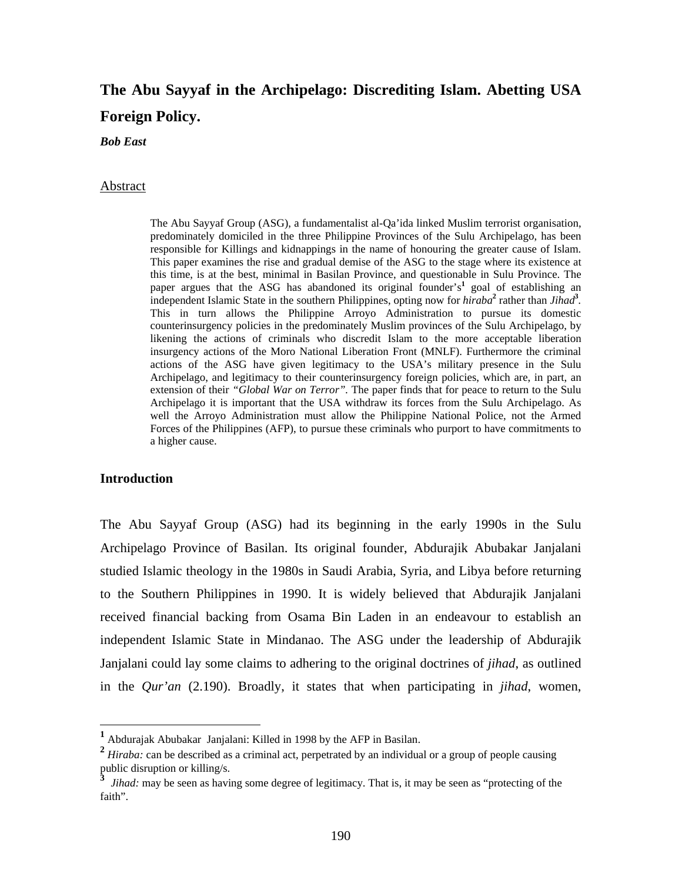# The Abu Sayyaf in the Archipelago: Discrediting Islam. Abetting USA Foreign Policy.

***Bob East***

## Abstract

The Abu Sayyaf Group (ASG), a fundamentalist al-Qa'ida linked Muslim terrorist organisation, predominately domiciled in the three Philippine Provinces of the Sulu Archipelago, has been responsible for Killings and kidnappings in the name of honouring the greater cause of Islam. This paper examines the rise and gradual demise of the ASG to the stage where its existence at this time, is at the best, minimal in Basilan Province, and questionable in Sulu Province. The paper argues that the ASG has abandoned its original founder's[1] goal of establishing an independent Islamic State in the southern Philippines, opting now for *hiraba*[2] rather than *Jihad*[3]. This in turn allows the Philippine Arroyo Administration to pursue its domestic counterinsurgency policies in the predominately Muslim provinces of the Sulu Archipelago, by likening the actions of criminals who discredit Islam to the more acceptable liberation insurgency actions of the Moro National Liberation Front (MNLF). Furthermore the criminal actions of the ASG have given legitimacy to the USA's military presence in the Sulu Archipelago, and legitimacy to their counterinsurgency foreign policies, which are, in part, an extension of their *"Global War on Terror"*. The paper finds that for peace to return to the Sulu Archipelago it is important that the USA withdraw its forces from the Sulu Archipelago. As well the Arroyo Administration must allow the Philippine National Police, not the Armed Forces of the Philippines (AFP), to pursue these criminals who purport to have commitments to a higher cause.

## Introduction

The Abu Sayyaf Group (ASG) had its beginning in the early 1990s in the Sulu Archipelago Province of Basilan. Its original founder, Abdurajik Abubakar Janjalani studied Islamic theology in the 1980s in Saudi Arabia, Syria, and Libya before returning to the Southern Philippines in 1990. It is widely believed that Abdurajik Janjalani received financial backing from Osama Bin Laden in an endeavour to establish an independent Islamic State in Mindanao. The ASG under the leadership of Abdurajik Janjalani could lay some claims to adhering to the original doctrines of *jihad*, as outlined in the *Qur'an* (2.190). Broadly, it states that when participating in *jihad*, women,

---

[1] Abdurajak Abubakar Janjalani: Killed in 1998 by the AFP in Basilan.

[2] *Hiraba:* can be described as a criminal act, perpetrated by an individual or a group of people causing public disruption or killing/s.

[3] *Jihad:* may be seen as having some degree of legitimacy. That is, it may be seen as "protecting of the faith".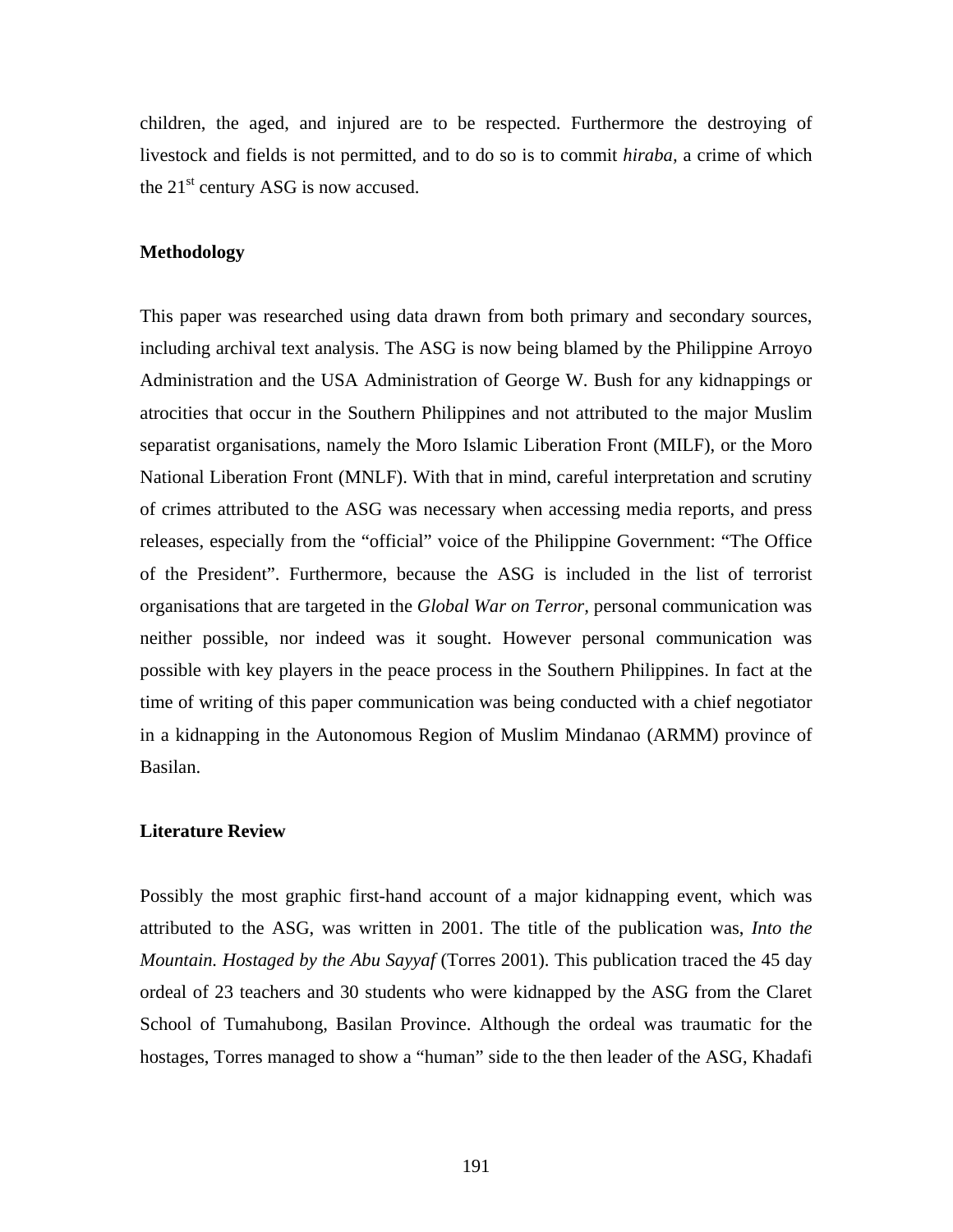children, the aged, and injured are to be respected. Furthermore the destroying of livestock and fields is not permitted, and to do so is to commit *hiraba,* a crime of which the 21st century ASG is now accused.

**Methodology**

This paper was researched using data drawn from both primary and secondary sources, including archival text analysis. The ASG is now being blamed by the Philippine Arroyo Administration and the USA Administration of George W. Bush for any kidnappings or atrocities that occur in the Southern Philippines and not attributed to the major Muslim separatist organisations, namely the Moro Islamic Liberation Front (MILF), or the Moro National Liberation Front (MNLF). With that in mind, careful interpretation and scrutiny of crimes attributed to the ASG was necessary when accessing media reports, and press releases, especially from the "official" voice of the Philippine Government: "The Office of the President". Furthermore, because the ASG is included in the list of terrorist organisations that are targeted in the *Global War on Terror*, personal communication was neither possible, nor indeed was it sought. However personal communication was possible with key players in the peace process in the Southern Philippines. In fact at the time of writing of this paper communication was being conducted with a chief negotiator in a kidnapping in the Autonomous Region of Muslim Mindanao (ARMM) province of Basilan.

**Literature Review**

Possibly the most graphic first-hand account of a major kidnapping event, which was attributed to the ASG, was written in 2001. The title of the publication was, *Into the Mountain. Hostaged by the Abu Sayyaf* (Torres 2001). This publication traced the 45 day ordeal of 23 teachers and 30 students who were kidnapped by the ASG from the Claret School of Tumahubong, Basilan Province. Although the ordeal was traumatic for the hostages, Torres managed to show a "human" side to the then leader of the ASG, Khadafi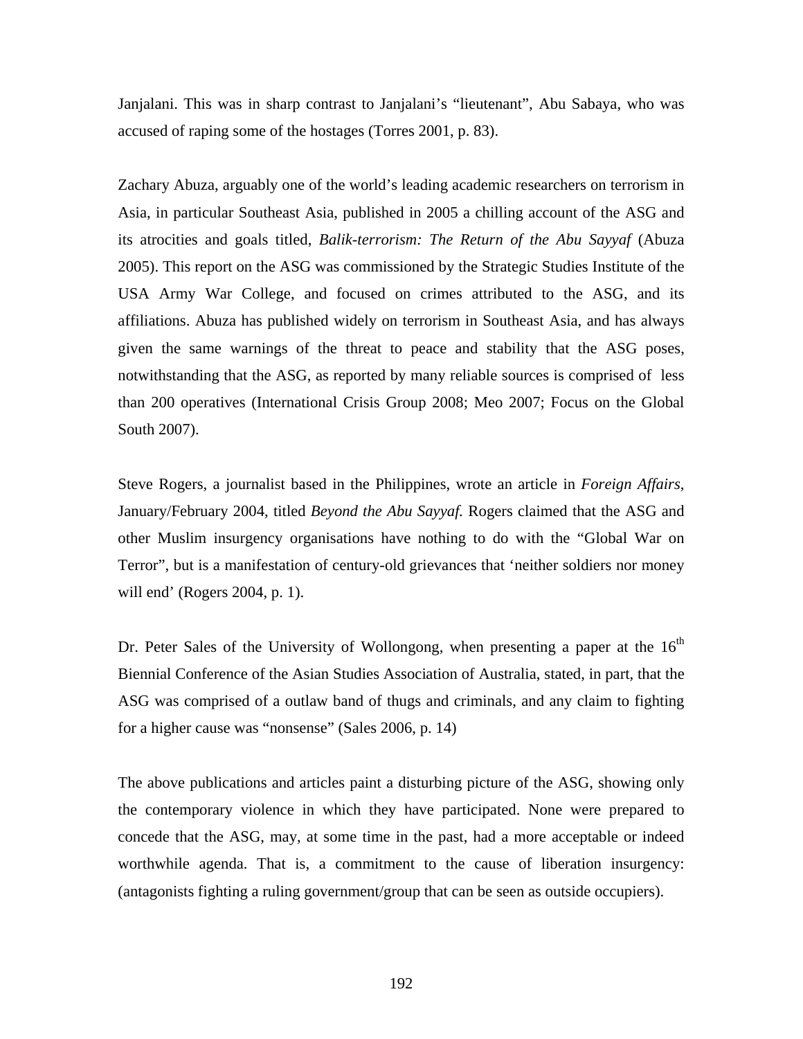Janjalani. This was in sharp contrast to Janjalani's "lieutenant", Abu Sabaya, who was accused of raping some of the hostages (Torres 2001, p. 83).

Zachary Abuza, arguably one of the world's leading academic researchers on terrorism in Asia, in particular Southeast Asia, published in 2005 a chilling account of the ASG and its atrocities and goals titled, *Balik-terrorism: The Return of the Abu Sayyaf* (Abuza 2005). This report on the ASG was commissioned by the Strategic Studies Institute of the USA Army War College, and focused on crimes attributed to the ASG, and its affiliations. Abuza has published widely on terrorism in Southeast Asia, and has always given the same warnings of the threat to peace and stability that the ASG poses, notwithstanding that the ASG, as reported by many reliable sources is comprised of less than 200 operatives (International Crisis Group 2008; Meo 2007; Focus on the Global South 2007).

Steve Rogers, a journalist based in the Philippines, wrote an article in *Foreign Affairs*, January/February 2004, titled *Beyond the Abu Sayyaf.* Rogers claimed that the ASG and other Muslim insurgency organisations have nothing to do with the "Global War on Terror", but is a manifestation of century-old grievances that 'neither soldiers nor money will end' (Rogers 2004, p. 1).

Dr. Peter Sales of the University of Wollongong, when presenting a paper at the 16th Biennial Conference of the Asian Studies Association of Australia, stated, in part, that the ASG was comprised of a outlaw band of thugs and criminals, and any claim to fighting for a higher cause was "nonsense" (Sales 2006, p. 14)

The above publications and articles paint a disturbing picture of the ASG, showing only the contemporary violence in which they have participated. None were prepared to concede that the ASG, may, at some time in the past, had a more acceptable or indeed worthwhile agenda. That is, a commitment to the cause of liberation insurgency: (antagonists fighting a ruling government/group that can be seen as outside occupiers).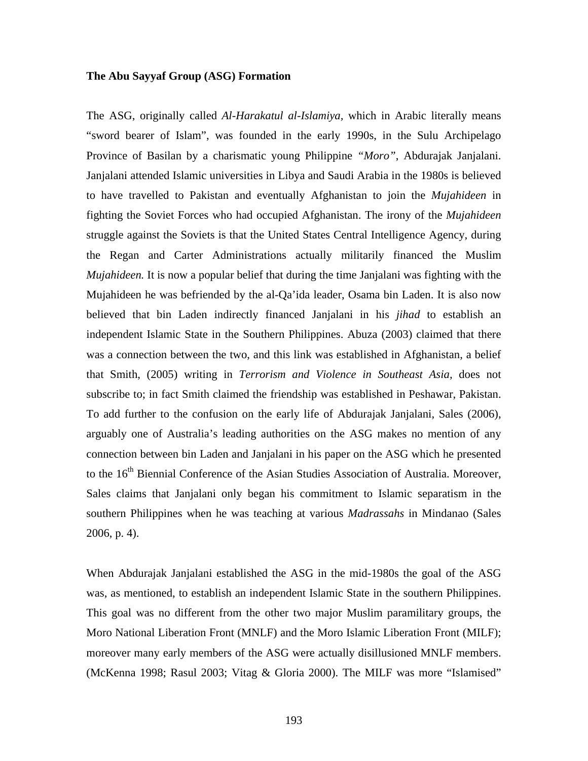**The Abu Sayyaf Group (ASG) Formation**

The ASG, originally called *Al-Harakatul al-Islamiya*, which in Arabic literally means "sword bearer of Islam", was founded in the early 1990s, in the Sulu Archipelago Province of Basilan by a charismatic young Philippine *"Moro"*, Abdurajak Janjalani. Janjalani attended Islamic universities in Libya and Saudi Arabia in the 1980s is believed to have travelled to Pakistan and eventually Afghanistan to join the *Mujahideen* in fighting the Soviet Forces who had occupied Afghanistan. The irony of the *Mujahideen* struggle against the Soviets is that the United States Central Intelligence Agency, during the Regan and Carter Administrations actually militarily financed the Muslim *Mujahideen.* It is now a popular belief that during the time Janjalani was fighting with the Mujahideen he was befriended by the al-Qa'ida leader, Osama bin Laden. It is also now believed that bin Laden indirectly financed Janjalani in his *jihad* to establish an independent Islamic State in the Southern Philippines. Abuza (2003) claimed that there was a connection between the two, and this link was established in Afghanistan, a belief that Smith, (2005) writing in *Terrorism and Violence in Southeast Asia,* does not subscribe to; in fact Smith claimed the friendship was established in Peshawar, Pakistan. To add further to the confusion on the early life of Abdurajak Janjalani, Sales (2006), arguably one of Australia's leading authorities on the ASG makes no mention of any connection between bin Laden and Janjalani in his paper on the ASG which he presented to the 16th Biennial Conference of the Asian Studies Association of Australia. Moreover, Sales claims that Janjalani only began his commitment to Islamic separatism in the southern Philippines when he was teaching at various *Madrassahs* in Mindanao (Sales 2006, p. 4).

When Abdurajak Janjalani established the ASG in the mid-1980s the goal of the ASG was, as mentioned, to establish an independent Islamic State in the southern Philippines. This goal was no different from the other two major Muslim paramilitary groups, the Moro National Liberation Front (MNLF) and the Moro Islamic Liberation Front (MILF); moreover many early members of the ASG were actually disillusioned MNLF members. (McKenna 1998; Rasul 2003; Vitag & Gloria 2000). The MILF was more "Islamised"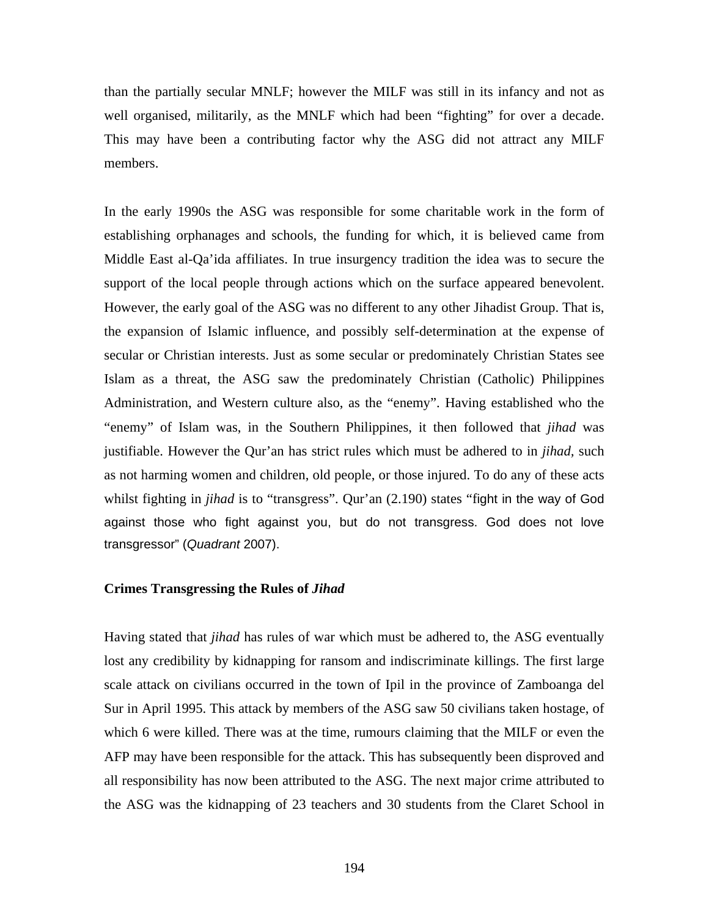than the partially secular MNLF; however the MILF was still in its infancy and not as well organised, militarily, as the MNLF which had been "fighting" for over a decade. This may have been a contributing factor why the ASG did not attract any MILF members.

In the early 1990s the ASG was responsible for some charitable work in the form of establishing orphanages and schools, the funding for which, it is believed came from Middle East al-Qa'ida affiliates. In true insurgency tradition the idea was to secure the support of the local people through actions which on the surface appeared benevolent. However, the early goal of the ASG was no different to any other Jihadist Group. That is, the expansion of Islamic influence, and possibly self-determination at the expense of secular or Christian interests. Just as some secular or predominately Christian States see Islam as a threat, the ASG saw the predominately Christian (Catholic) Philippines Administration, and Western culture also, as the "enemy". Having established who the "enemy" of Islam was, in the Southern Philippines, it then followed that *jihad* was justifiable. However the Qur'an has strict rules which must be adhered to in *jihad*, such as not harming women and children, old people, or those injured. To do any of these acts whilst fighting in *jihad* is to "transgress". Qur'an (2.190) states "fight in the way of God against those who fight against you, but do not transgress. God does not love transgressor" (*Quadrant* 2007).

### Crimes Transgressing the Rules of *Jihad*

Having stated that *jihad* has rules of war which must be adhered to, the ASG eventually lost any credibility by kidnapping for ransom and indiscriminate killings. The first large scale attack on civilians occurred in the town of Ipil in the province of Zamboanga del Sur in April 1995. This attack by members of the ASG saw 50 civilians taken hostage, of which 6 were killed. There was at the time, rumours claiming that the MILF or even the AFP may have been responsible for the attack. This has subsequently been disproved and all responsibility has now been attributed to the ASG. The next major crime attributed to the ASG was the kidnapping of 23 teachers and 30 students from the Claret School in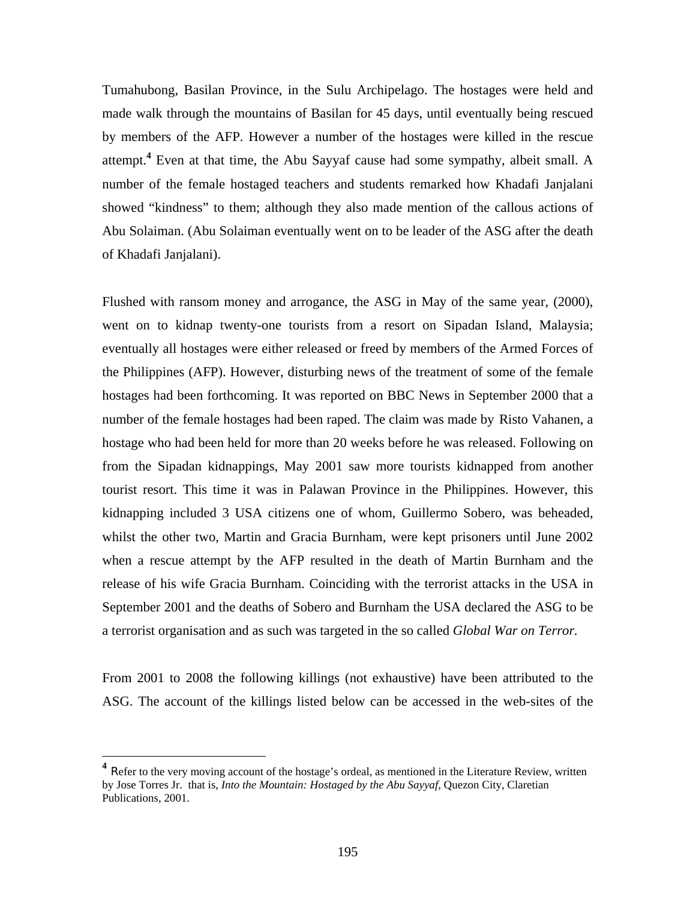Tumahubong, Basilan Province, in the Sulu Archipelago. The hostages were held and made walk through the mountains of Basilan for 45 days, until eventually being rescued by members of the AFP. However a number of the hostages were killed in the rescue attempt.[4] Even at that time, the Abu Sayyaf cause had some sympathy, albeit small. A number of the female hostaged teachers and students remarked how Khadafi Janjalani showed "kindness" to them; although they also made mention of the callous actions of Abu Solaiman. (Abu Solaiman eventually went on to be leader of the ASG after the death of Khadafi Janjalani).

Flushed with ransom money and arrogance, the ASG in May of the same year, (2000), went on to kidnap twenty-one tourists from a resort on Sipadan Island, Malaysia; eventually all hostages were either released or freed by members of the Armed Forces of the Philippines (AFP). However, disturbing news of the treatment of some of the female hostages had been forthcoming. It was reported on BBC News in September 2000 that a number of the female hostages had been raped. The claim was made by Risto Vahanen, a hostage who had been held for more than 20 weeks before he was released. Following on from the Sipadan kidnappings, May 2001 saw more tourists kidnapped from another tourist resort. This time it was in Palawan Province in the Philippines. However, this kidnapping included 3 USA citizens one of whom, Guillermo Sobero, was beheaded, whilst the other two, Martin and Gracia Burnham, were kept prisoners until June 2002 when a rescue attempt by the AFP resulted in the death of Martin Burnham and the release of his wife Gracia Burnham. Coinciding with the terrorist attacks in the USA in September 2001 and the deaths of Sobero and Burnham the USA declared the ASG to be a terrorist organisation and as such was targeted in the so called *Global War on Terror.*

From 2001 to 2008 the following killings (not exhaustive) have been attributed to the ASG. The account of the killings listed below can be accessed in the web-sites of the

---

[4] Refer to the very moving account of the hostage's ordeal, as mentioned in the Literature Review, written by Jose Torres Jr. that is, *Into the Mountain: Hostaged by the Abu Sayyaf*, Quezon City, Claretian Publications, 2001.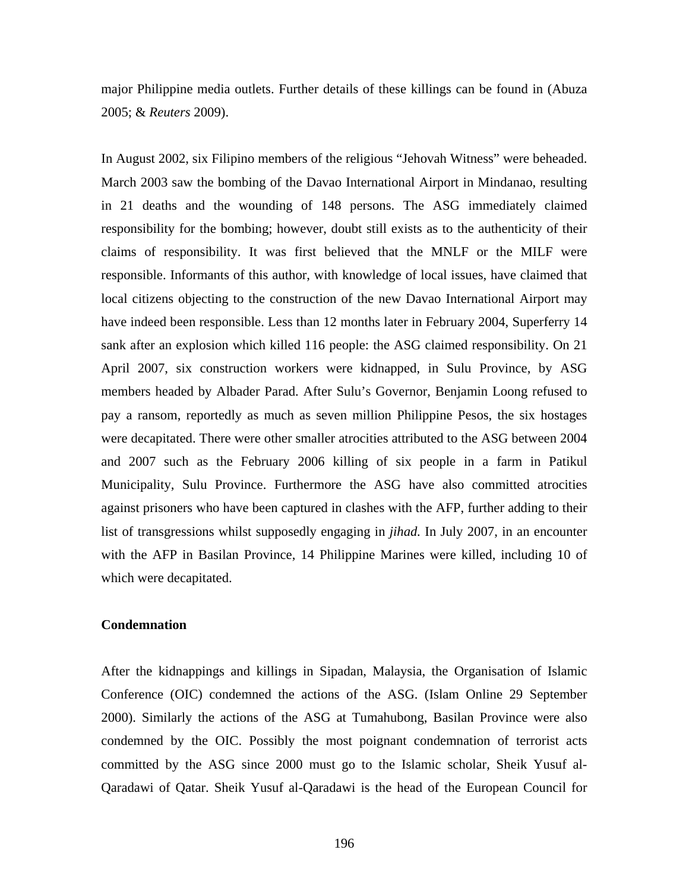major Philippine media outlets. Further details of these killings can be found in (Abuza 2005; & *Reuters* 2009).

In August 2002, six Filipino members of the religious "Jehovah Witness" were beheaded. March 2003 saw the bombing of the Davao International Airport in Mindanao, resulting in 21 deaths and the wounding of 148 persons. The ASG immediately claimed responsibility for the bombing; however, doubt still exists as to the authenticity of their claims of responsibility. It was first believed that the MNLF or the MILF were responsible. Informants of this author, with knowledge of local issues, have claimed that local citizens objecting to the construction of the new Davao International Airport may have indeed been responsible. Less than 12 months later in February 2004, Superferry 14 sank after an explosion which killed 116 people: the ASG claimed responsibility. On 21 April 2007, six construction workers were kidnapped, in Sulu Province, by ASG members headed by Albader Parad. After Sulu's Governor, Benjamin Loong refused to pay a ransom, reportedly as much as seven million Philippine Pesos, the six hostages were decapitated. There were other smaller atrocities attributed to the ASG between 2004 and 2007 such as the February 2006 killing of six people in a farm in Patikul Municipality, Sulu Province. Furthermore the ASG have also committed atrocities against prisoners who have been captured in clashes with the AFP, further adding to their list of transgressions whilst supposedly engaging in *jihad.* In July 2007, in an encounter with the AFP in Basilan Province, 14 Philippine Marines were killed, including 10 of which were decapitated.

**Condemnation**

After the kidnappings and killings in Sipadan, Malaysia, the Organisation of Islamic Conference (OIC) condemned the actions of the ASG. (Islam Online 29 September 2000). Similarly the actions of the ASG at Tumahubong, Basilan Province were also condemned by the OIC. Possibly the most poignant condemnation of terrorist acts committed by the ASG since 2000 must go to the Islamic scholar, Sheik Yusuf al-Qaradawi of Qatar. Sheik Yusuf al-Qaradawi is the head of the European Council for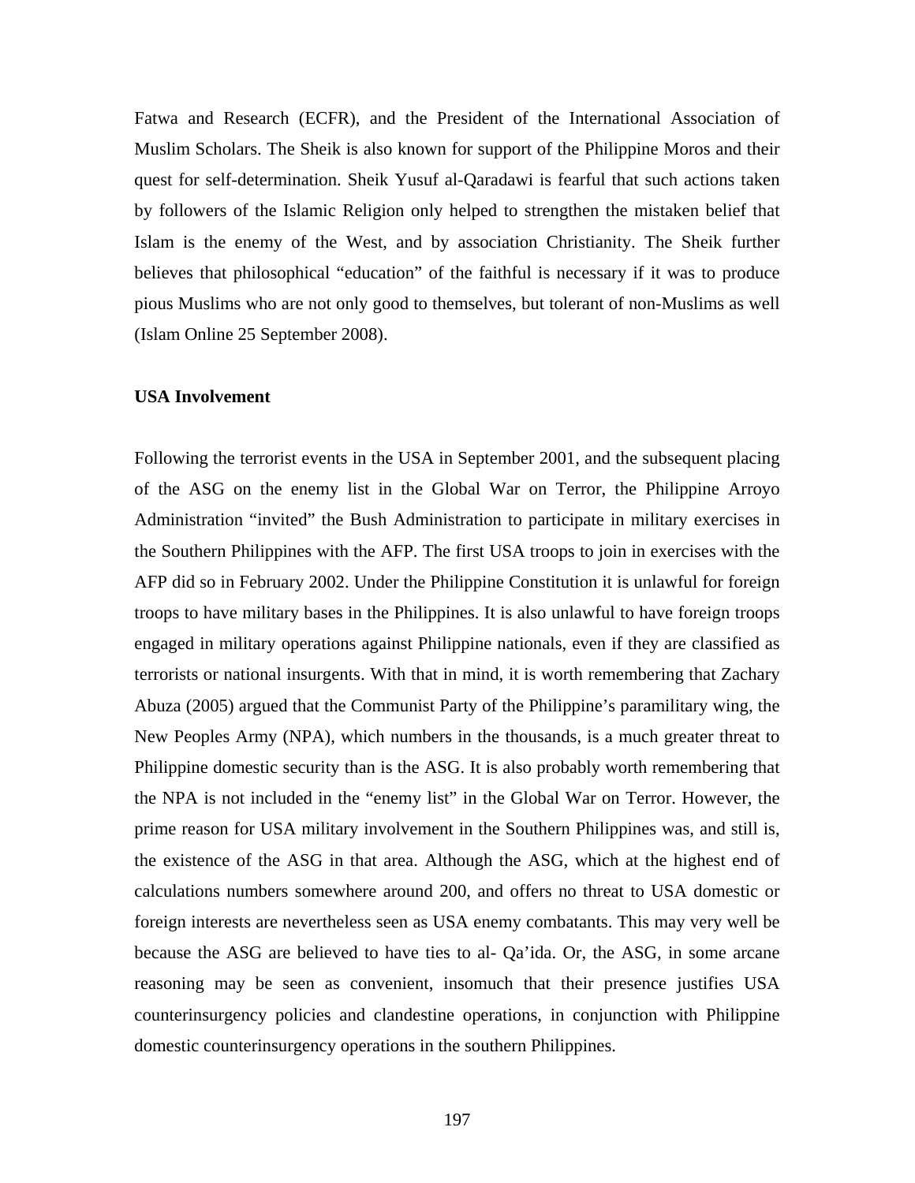Fatwa and Research (ECFR), and the President of the International Association of Muslim Scholars. The Sheik is also known for support of the Philippine Moros and their quest for self-determination. Sheik Yusuf al-Qaradawi is fearful that such actions taken by followers of the Islamic Religion only helped to strengthen the mistaken belief that Islam is the enemy of the West, and by association Christianity. The Sheik further believes that philosophical "education" of the faithful is necessary if it was to produce pious Muslims who are not only good to themselves, but tolerant of non-Muslims as well (Islam Online 25 September 2008).

**USA Involvement**

Following the terrorist events in the USA in September 2001, and the subsequent placing of the ASG on the enemy list in the Global War on Terror, the Philippine Arroyo Administration "invited" the Bush Administration to participate in military exercises in the Southern Philippines with the AFP. The first USA troops to join in exercises with the AFP did so in February 2002. Under the Philippine Constitution it is unlawful for foreign troops to have military bases in the Philippines. It is also unlawful to have foreign troops engaged in military operations against Philippine nationals, even if they are classified as terrorists or national insurgents. With that in mind, it is worth remembering that Zachary Abuza (2005) argued that the Communist Party of the Philippine's paramilitary wing, the New Peoples Army (NPA), which numbers in the thousands, is a much greater threat to Philippine domestic security than is the ASG. It is also probably worth remembering that the NPA is not included in the "enemy list" in the Global War on Terror. However, the prime reason for USA military involvement in the Southern Philippines was, and still is, the existence of the ASG in that area. Although the ASG, which at the highest end of calculations numbers somewhere around 200, and offers no threat to USA domestic or foreign interests are nevertheless seen as USA enemy combatants. This may very well be because the ASG are believed to have ties to al- Qa'ida. Or, the ASG, in some arcane reasoning may be seen as convenient, insomuch that their presence justifies USA counterinsurgency policies and clandestine operations, in conjunction with Philippine domestic counterinsurgency operations in the southern Philippines.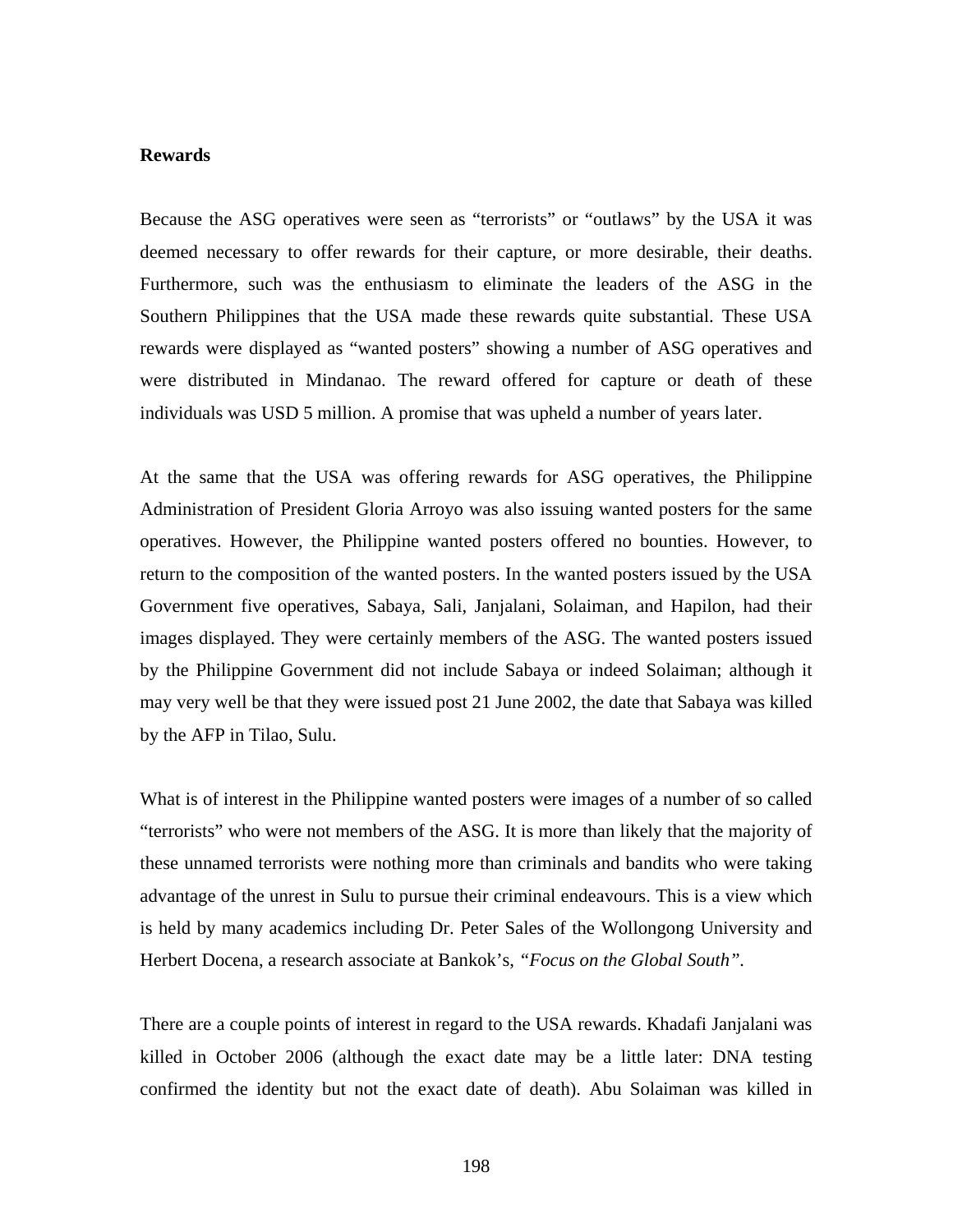**Rewards**

Because the ASG operatives were seen as "terrorists" or "outlaws" by the USA it was deemed necessary to offer rewards for their capture, or more desirable, their deaths. Furthermore, such was the enthusiasm to eliminate the leaders of the ASG in the Southern Philippines that the USA made these rewards quite substantial. These USA rewards were displayed as "wanted posters" showing a number of ASG operatives and were distributed in Mindanao. The reward offered for capture or death of these individuals was USD 5 million. A promise that was upheld a number of years later.

At the same that the USA was offering rewards for ASG operatives, the Philippine Administration of President Gloria Arroyo was also issuing wanted posters for the same operatives. However, the Philippine wanted posters offered no bounties. However, to return to the composition of the wanted posters. In the wanted posters issued by the USA Government five operatives, Sabaya, Sali, Janjalani, Solaiman, and Hapilon, had their images displayed. They were certainly members of the ASG. The wanted posters issued by the Philippine Government did not include Sabaya or indeed Solaiman; although it may very well be that they were issued post 21 June 2002, the date that Sabaya was killed by the AFP in Tilao, Sulu.

What is of interest in the Philippine wanted posters were images of a number of so called "terrorists" who were not members of the ASG. It is more than likely that the majority of these unnamed terrorists were nothing more than criminals and bandits who were taking advantage of the unrest in Sulu to pursue their criminal endeavours. This is a view which is held by many academics including Dr. Peter Sales of the Wollongong University and Herbert Docena, a research associate at Bankok's, *"Focus on the Global South"*.

There are a couple points of interest in regard to the USA rewards. Khadafi Janjalani was killed in October 2006 (although the exact date may be a little later: DNA testing confirmed the identity but not the exact date of death). Abu Solaiman was killed in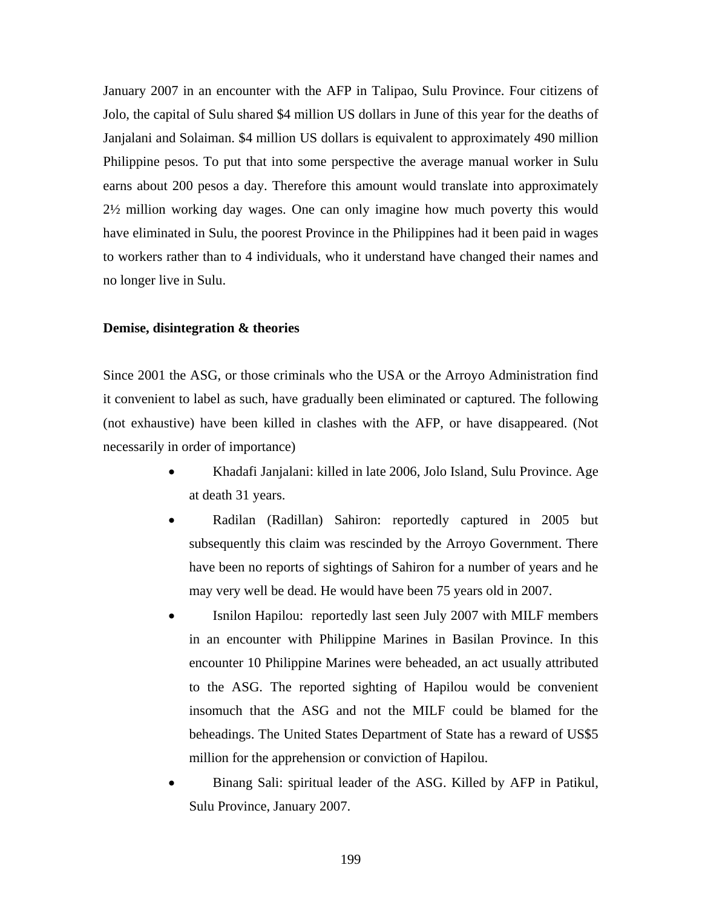January 2007 in an encounter with the AFP in Talipao, Sulu Province. Four citizens of Jolo, the capital of Sulu shared $4 million US dollars in June of this year for the deaths of Janjalani and Solaiman. $4 million US dollars is equivalent to approximately 490 million Philippine pesos. To put that into some perspective the average manual worker in Sulu earns about 200 pesos a day. Therefore this amount would translate into approximately 2½ million working day wages. One can only imagine how much poverty this would have eliminated in Sulu, the poorest Province in the Philippines had it been paid in wages to workers rather than to 4 individuals, who it understand have changed their names and no longer live in Sulu.

**Demise, disintegration & theories**

Since 2001 the ASG, or those criminals who the USA or the Arroyo Administration find it convenient to label as such, have gradually been eliminated or captured. The following (not exhaustive) have been killed in clashes with the AFP, or have disappeared. (Not necessarily in order of importance)

- Khadafi Janjalani: killed in late 2006, Jolo Island, Sulu Province. Age at death 31 years.
- Radilan (Radillan) Sahiron: reportedly captured in 2005 but subsequently this claim was rescinded by the Arroyo Government. There have been no reports of sightings of Sahiron for a number of years and he may very well be dead. He would have been 75 years old in 2007.
- Isnilon Hapilou: reportedly last seen July 2007 with MILF members in an encounter with Philippine Marines in Basilan Province. In this encounter 10 Philippine Marines were beheaded, an act usually attributed to the ASG. The reported sighting of Hapilou would be convenient insomuch that the ASG and not the MILF could be blamed for the beheadings. The United States Department of State has a reward of US$5 million for the apprehension or conviction of Hapilou.
- Binang Sali: spiritual leader of the ASG. Killed by AFP in Patikul, Sulu Province, January 2007.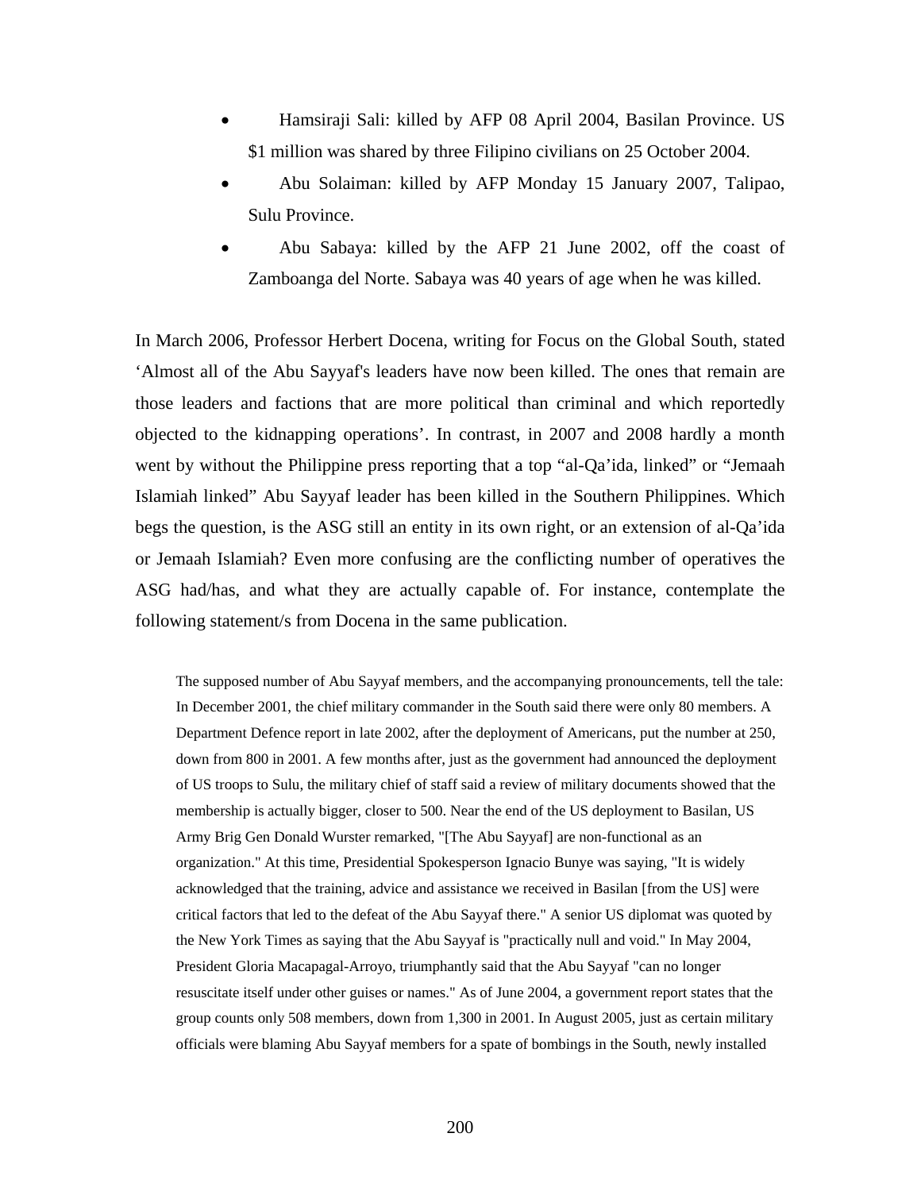- Hamsiraji Sali: killed by AFP 08 April 2004, Basilan Province. US $1 million was shared by three Filipino civilians on 25 October 2004.
- Abu Solaiman: killed by AFP Monday 15 January 2007, Talipao, Sulu Province.
- Abu Sabaya: killed by the AFP 21 June 2002, off the coast of Zamboanga del Norte. Sabaya was 40 years of age when he was killed.

In March 2006, Professor Herbert Docena, writing for Focus on the Global South, stated ‘Almost all of the Abu Sayyaf's leaders have now been killed. The ones that remain are those leaders and factions that are more political than criminal and which reportedly objected to the kidnapping operations’. In contrast, in 2007 and 2008 hardly a month went by without the Philippine press reporting that a top “al-Qa’ida, linked” or “Jemaah Islamiah linked” Abu Sayyaf leader has been killed in the Southern Philippines. Which begs the question, is the ASG still an entity in its own right, or an extension of al-Qa’ida or Jemaah Islamiah? Even more confusing are the conflicting number of operatives the ASG had/has, and what they are actually capable of. For instance, contemplate the following statement/s from Docena in the same publication.

> The supposed number of Abu Sayyaf members, and the accompanying pronouncements, tell the tale: In December 2001, the chief military commander in the South said there were only 80 members. A Department Defence report in late 2002, after the deployment of Americans, put the number at 250, down from 800 in 2001. A few months after, just as the government had announced the deployment of US troops to Sulu, the military chief of staff said a review of military documents showed that the membership is actually bigger, closer to 500. Near the end of the US deployment to Basilan, US Army Brig Gen Donald Wurster remarked, "[The Abu Sayyaf] are non-functional as an organization." At this time, Presidential Spokesperson Ignacio Bunye was saying, "It is widely acknowledged that the training, advice and assistance we received in Basilan [from the US] were critical factors that led to the defeat of the Abu Sayyaf there." A senior US diplomat was quoted by the New York Times as saying that the Abu Sayyaf is "practically null and void." In May 2004, President Gloria Macapagal-Arroyo, triumphantly said that the Abu Sayyaf "can no longer resuscitate itself under other guises or names." As of June 2004, a government report states that the group counts only 508 members, down from 1,300 in 2001. In August 2005, just as certain military officials were blaming Abu Sayyaf members for a spate of bombings in the South, newly installed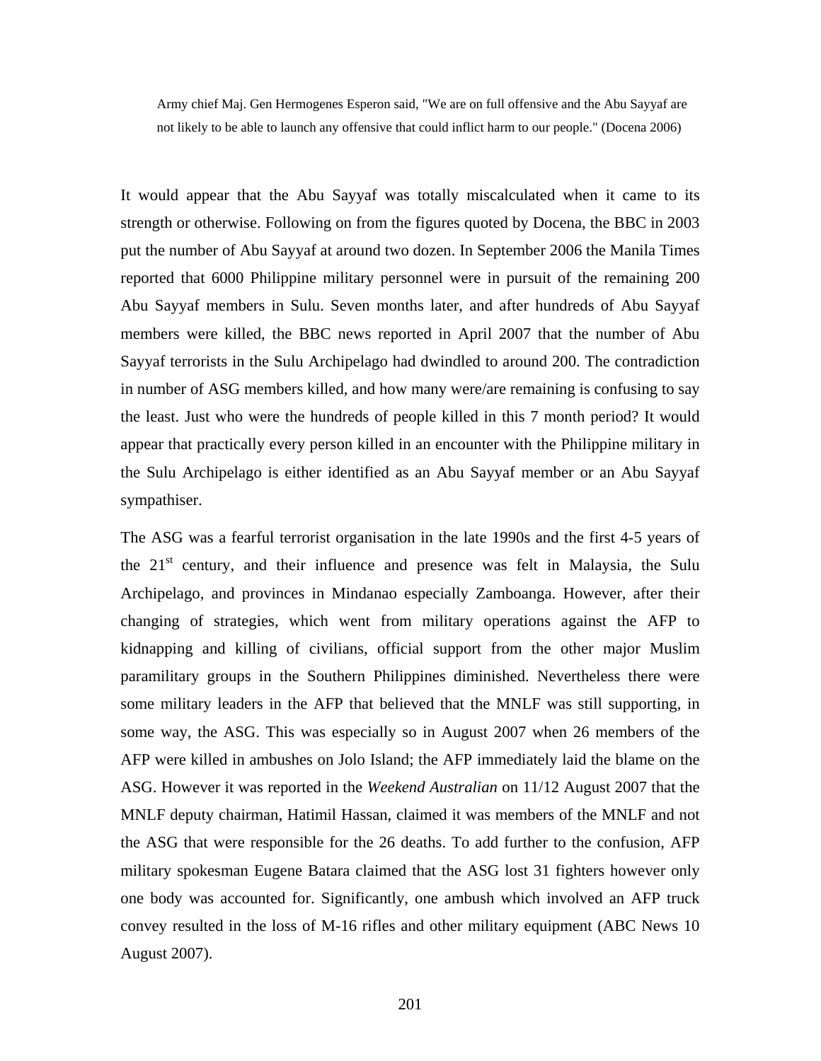> Army chief Maj. Gen Hermogenes Esperon said, "We are on full offensive and the Abu Sayyaf are not likely to be able to launch any offensive that could inflict harm to our people." (Docena 2006)

It would appear that the Abu Sayyaf was totally miscalculated when it came to its strength or otherwise. Following on from the figures quoted by Docena, the BBC in 2003 put the number of Abu Sayyaf at around two dozen. In September 2006 the Manila Times reported that 6000 Philippine military personnel were in pursuit of the remaining 200 Abu Sayyaf members in Sulu. Seven months later, and after hundreds of Abu Sayyaf members were killed, the BBC news reported in April 2007 that the number of Abu Sayyaf terrorists in the Sulu Archipelago had dwindled to around 200. The contradiction in number of ASG members killed, and how many were/are remaining is confusing to say the least. Just who were the hundreds of people killed in this 7 month period? It would appear that practically every person killed in an encounter with the Philippine military in the Sulu Archipelago is either identified as an Abu Sayyaf member or an Abu Sayyaf sympathiser.

The ASG was a fearful terrorist organisation in the late 1990s and the first 4-5 years of the 21st century, and their influence and presence was felt in Malaysia, the Sulu Archipelago, and provinces in Mindanao especially Zamboanga. However, after their changing of strategies, which went from military operations against the AFP to kidnapping and killing of civilians, official support from the other major Muslim paramilitary groups in the Southern Philippines diminished. Nevertheless there were some military leaders in the AFP that believed that the MNLF was still supporting, in some way, the ASG. This was especially so in August 2007 when 26 members of the AFP were killed in ambushes on Jolo Island; the AFP immediately laid the blame on the ASG. However it was reported in the *Weekend Australian* on 11/12 August 2007 that the MNLF deputy chairman, Hatimil Hassan, claimed it was members of the MNLF and not the ASG that were responsible for the 26 deaths. To add further to the confusion, AFP military spokesman Eugene Batara claimed that the ASG lost 31 fighters however only one body was accounted for. Significantly, one ambush which involved an AFP truck convey resulted in the loss of M-16 rifles and other military equipment (ABC News 10 August 2007).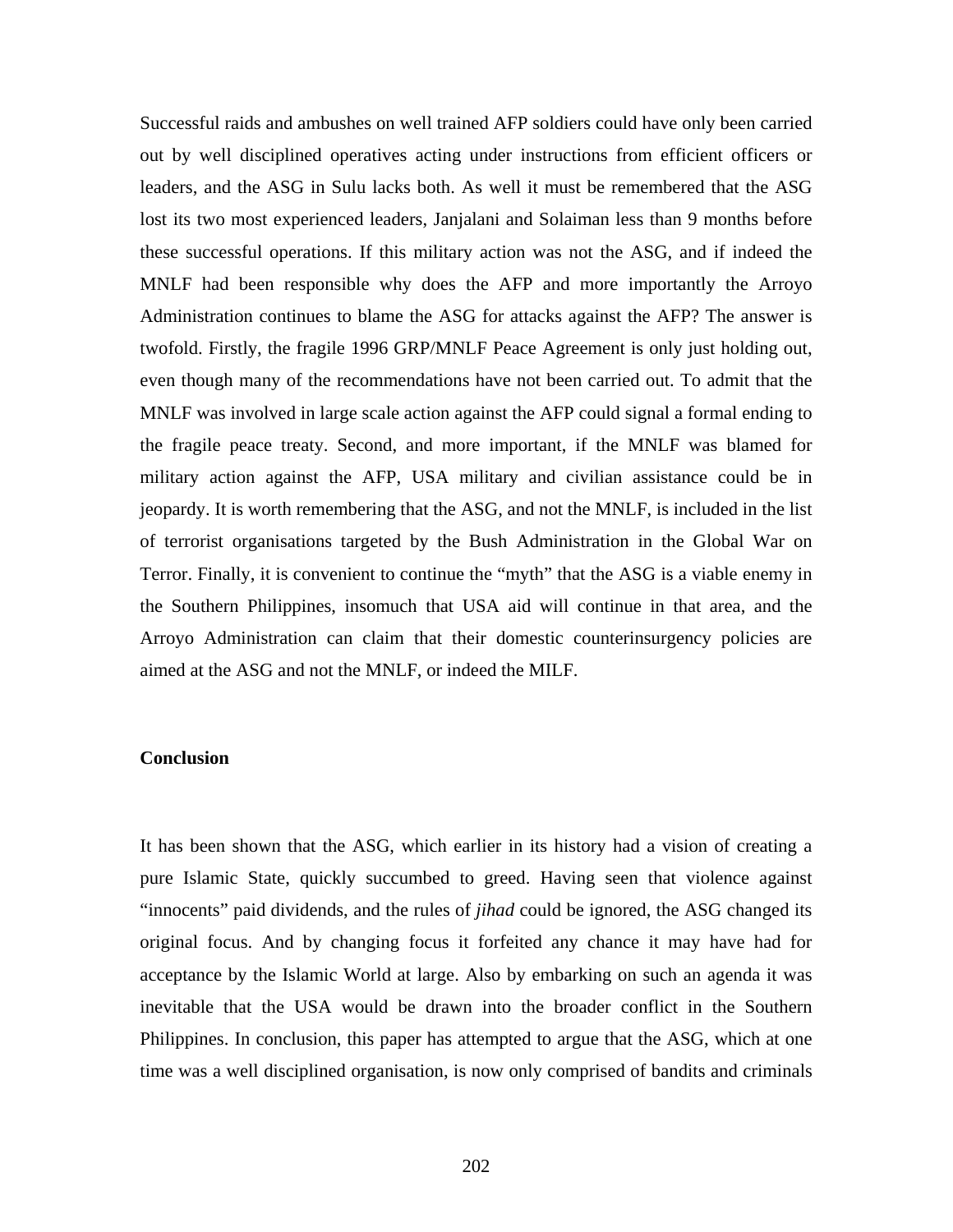Successful raids and ambushes on well trained AFP soldiers could have only been carried out by well disciplined operatives acting under instructions from efficient officers or leaders, and the ASG in Sulu lacks both. As well it must be remembered that the ASG lost its two most experienced leaders, Janjalani and Solaiman less than 9 months before these successful operations. If this military action was not the ASG, and if indeed the MNLF had been responsible why does the AFP and more importantly the Arroyo Administration continues to blame the ASG for attacks against the AFP? The answer is twofold. Firstly, the fragile 1996 GRP/MNLF Peace Agreement is only just holding out, even though many of the recommendations have not been carried out. To admit that the MNLF was involved in large scale action against the AFP could signal a formal ending to the fragile peace treaty. Second, and more important, if the MNLF was blamed for military action against the AFP, USA military and civilian assistance could be in jeopardy. It is worth remembering that the ASG, and not the MNLF, is included in the list of terrorist organisations targeted by the Bush Administration in the Global War on Terror. Finally, it is convenient to continue the "myth" that the ASG is a viable enemy in the Southern Philippines, insomuch that USA aid will continue in that area, and the Arroyo Administration can claim that their domestic counterinsurgency policies are aimed at the ASG and not the MNLF, or indeed the MILF.

## Conclusion

It has been shown that the ASG, which earlier in its history had a vision of creating a pure Islamic State, quickly succumbed to greed. Having seen that violence against "innocents" paid dividends, and the rules of *jihad* could be ignored, the ASG changed its original focus. And by changing focus it forfeited any chance it may have had for acceptance by the Islamic World at large. Also by embarking on such an agenda it was inevitable that the USA would be drawn into the broader conflict in the Southern Philippines. In conclusion, this paper has attempted to argue that the ASG, which at one time was a well disciplined organisation, is now only comprised of bandits and criminals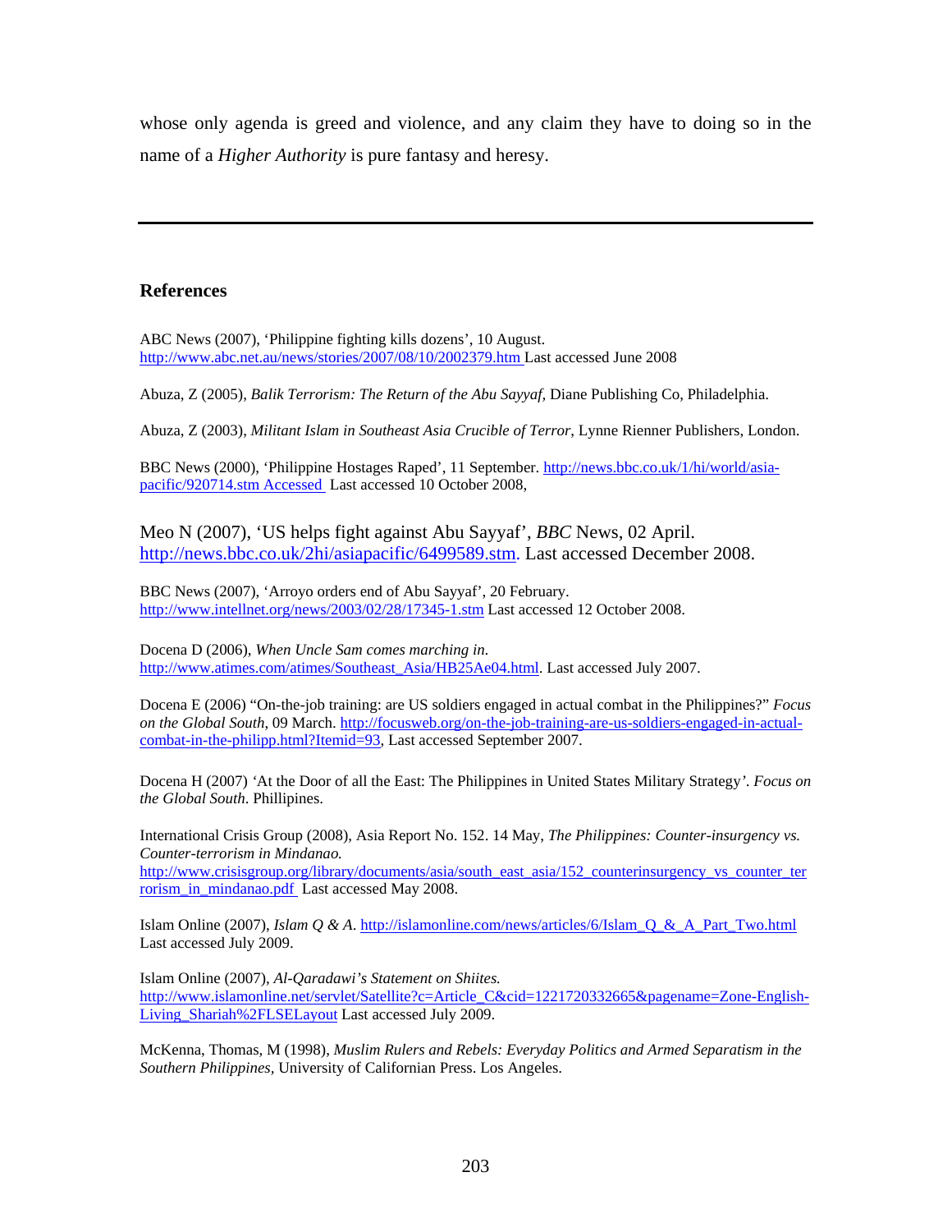whose only agenda is greed and violence, and any claim they have to doing so in the name of a *Higher Authority* is pure fantasy and heresy.

---

## References

ABC News (2007), 'Philippine fighting kills dozens', 10 August. http://www.abc.net.au/news/stories/2007/08/10/2002379.htm Last accessed June 2008

Abuza, Z (2005), *Balik Terrorism: The Return of the Abu Sayyaf*, Diane Publishing Co, Philadelphia.

Abuza, Z (2003), *Militant Islam in Southeast Asia Crucible of Terror*, Lynne Rienner Publishers, London.

BBC News (2000), 'Philippine Hostages Raped', 11 September. http://news.bbc.co.uk/1/hi/world/asia-pacific/920714.stm Accessed Last accessed 10 October 2008,

Meo N (2007), 'US helps fight against Abu Sayyaf', *BBC* News, 02 April. http://news.bbc.co.uk/2hi/asiapacific/6499589.stm. Last accessed December 2008.

BBC News (2007), 'Arroyo orders end of Abu Sayyaf', 20 February. http://www.intellnet.org/news/2003/02/28/17345-1.stm Last accessed 12 October 2008.

Docena D (2006), *When Uncle Sam comes marching in.* http://www.atimes.com/atimes/Southeast_Asia/HB25Ae04.html. Last accessed July 2007.

Docena E (2006) "On-the-job training: are US soldiers engaged in actual combat in the Philippines?" *Focus on the Global South*, 09 March. http://focusweb.org/on-the-job-training-are-us-soldiers-engaged-in-actual-combat-in-the-philipp.html?Itemid=93, Last accessed September 2007.

Docena H (2007) 'At the Door of all the East: The Philippines in United States Military Strategy'. *Focus on the Global South*. Phillipines.

International Crisis Group (2008), Asia Report No. 152. 14 May, *The Philippines: Counter-insurgency vs. Counter-terrorism in Mindanao.* http://www.crisisgroup.org/library/documents/asia/south_east_asia/152_counterinsurgency_vs_counter_terrorism_in_mindanao.pdf Last accessed May 2008.

Islam Online (2007), *Islam Q & A*. http://islamonline.com/news/articles/6/Islam_Q_&_A_Part_Two.html Last accessed July 2009.

Islam Online (2007), *Al-Qaradawi's Statement on Shiites.* http://www.islamonline.net/servlet/Satellite?c=Article_C&cid=1221720332665&pagename=Zone-English-Living_Shariah%2FLSELayout Last accessed July 2009.

McKenna, Thomas, M (1998), *Muslim Rulers and Rebels: Everyday Politics and Armed Separatism in the Southern Philippines*, University of Californian Press. Los Angeles.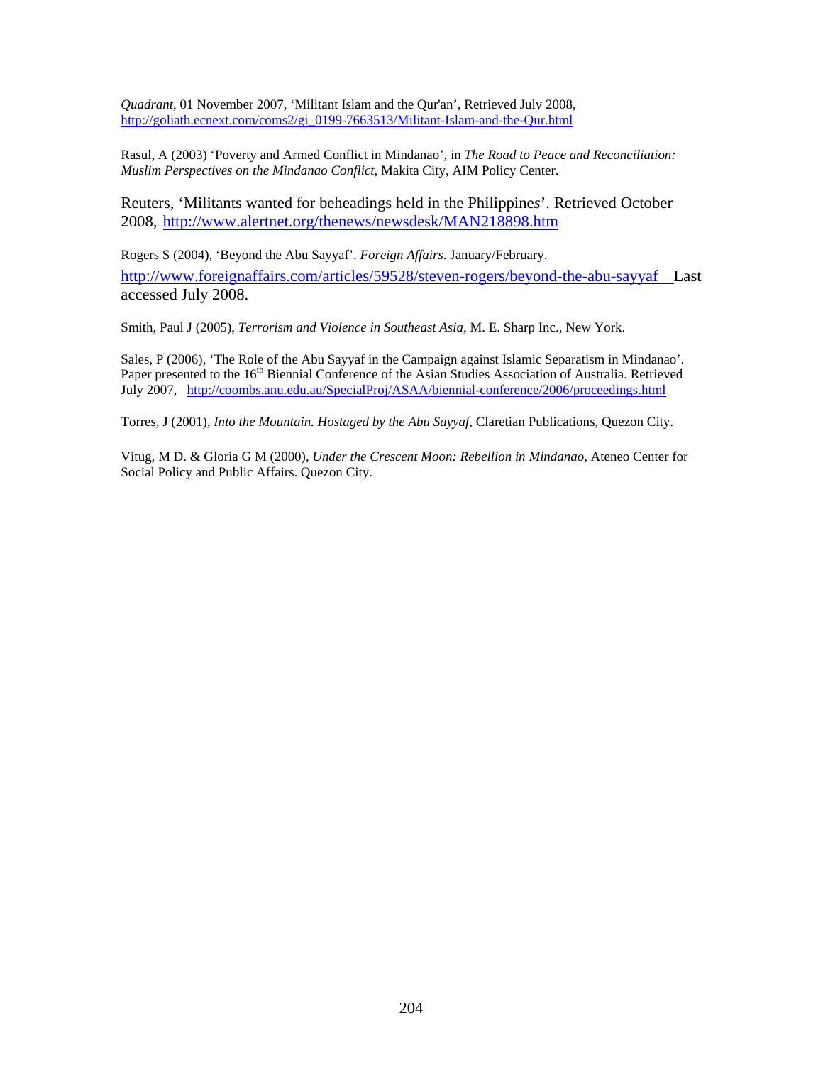*Quadrant*, 01 November 2007, 'Militant Islam and the Qur'an', Retrieved July 2008, http://goliath.ecnext.com/coms2/gi_0199-7663513/Militant-Islam-and-the-Qur.html

Rasul, A (2003) 'Poverty and Armed Conflict in Mindanao', in *The Road to Peace and Reconciliation: Muslim Perspectives on the Mindanao Conflict*, Makita City, AIM Policy Center.

Reuters, 'Militants wanted for beheadings held in the Philippines'. Retrieved October 2008, http://www.alertnet.org/thenews/newsdesk/MAN218898.htm

Rogers S (2004), 'Beyond the Abu Sayyaf'. *Foreign Affairs*. January/February. http://www.foreignaffairs.com/articles/59528/steven-rogers/beyond-the-abu-sayyaf Last accessed July 2008.

Smith, Paul J (2005), *Terrorism and Violence in Southeast Asia*, M. E. Sharp Inc., New York.

Sales, P (2006), 'The Role of the Abu Sayyaf in the Campaign against Islamic Separatism in Mindanao'. Paper presented to the 16th Biennial Conference of the Asian Studies Association of Australia. Retrieved July 2007, http://coombs.anu.edu.au/SpecialProj/ASAA/biennial-conference/2006/proceedings.html

Torres, J (2001), *Into the Mountain. Hostaged by the Abu Sayyaf*, Claretian Publications, Quezon City.

Vitug, M D. & Gloria G M (2000), *Under the Crescent Moon: Rebellion in Mindanao*, Ateneo Center for Social Policy and Public Affairs. Quezon City.